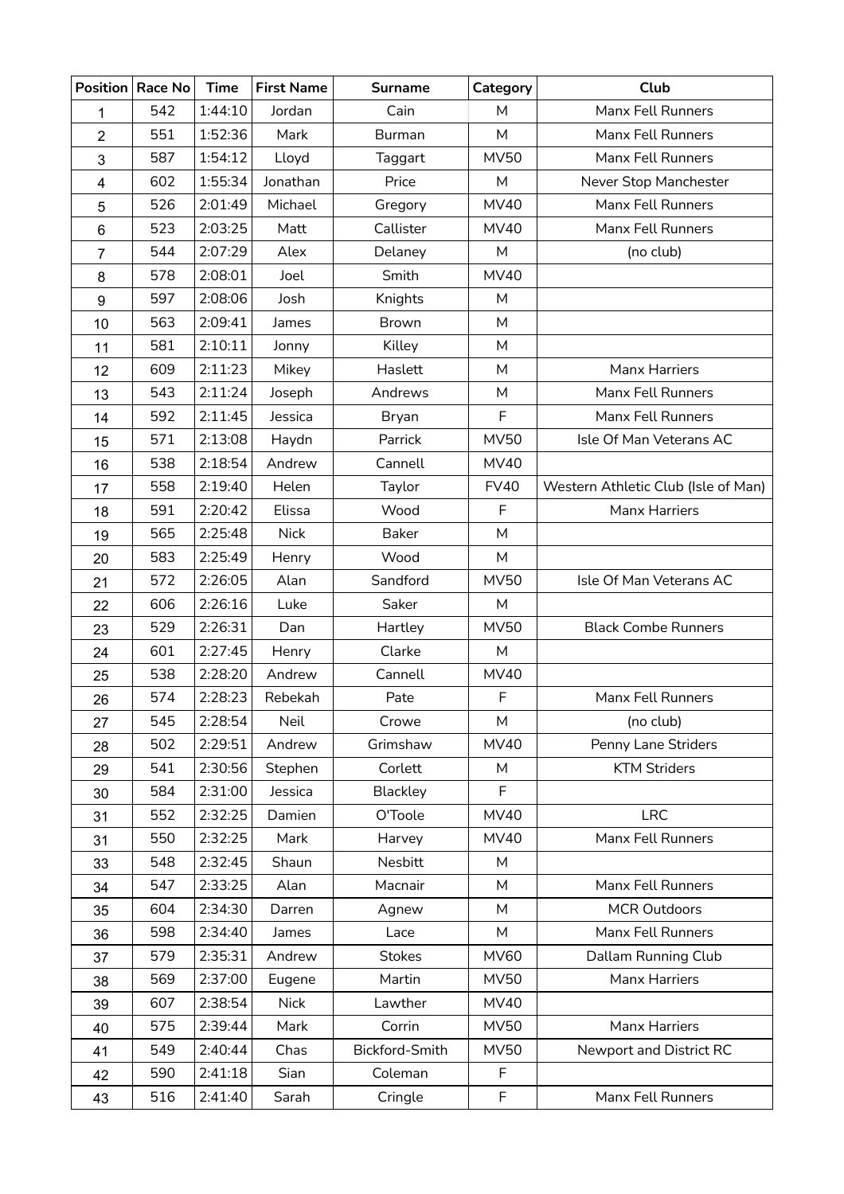| Position | Race No | Time | First Name | Surname | Category | Club |
|---|---|---|---|---|---|---|
| 1 | 542 | 1:44:10 | Jordan | Cain | M | Manx Fell Runners |
| 2 | 551 | 1:52:36 | Mark | Burman | M | Manx Fell Runners |
| 3 | 587 | 1:54:12 | Lloyd | Taggart | MV50 | Manx Fell Runners |
| 4 | 602 | 1:55:34 | Jonathan | Price | M | Never Stop Manchester |
| 5 | 526 | 2:01:49 | Michael | Gregory | MV40 | Manx Fell Runners |
| 6 | 523 | 2:03:25 | Matt | Callister | MV40 | Manx Fell Runners |
| 7 | 544 | 2:07:29 | Alex | Delaney | M | (no club) |
| 8 | 578 | 2:08:01 | Joel | Smith | MV40 | |
| 9 | 597 | 2:08:06 | Josh | Knights | M | |
| 10 | 563 | 2:09:41 | James | Brown | M | |
| 11 | 581 | 2:10:11 | Jonny | Killey | M | |
| 12 | 609 | 2:11:23 | Mikey | Haslett | M | Manx Harriers |
| 13 | 543 | 2:11:24 | Joseph | Andrews | M | Manx Fell Runners |
| 14 | 592 | 2:11:45 | Jessica | Bryan | F | Manx Fell Runners |
| 15 | 571 | 2:13:08 | Haydn | Parrick | MV50 | Isle Of Man Veterans AC |
| 16 | 538 | 2:18:54 | Andrew | Cannell | MV40 | |
| 17 | 558 | 2:19:40 | Helen | Taylor | FV40 | Western Athletic Club (Isle of Man) |
| 18 | 591 | 2:20:42 | Elissa | Wood | F | Manx Harriers |
| 19 | 565 | 2:25:48 | Nick | Baker | M | |
| 20 | 583 | 2:25:49 | Henry | Wood | M | |
| 21 | 572 | 2:26:05 | Alan | Sandford | MV50 | Isle Of Man Veterans AC |
| 22 | 606 | 2:26:16 | Luke | Saker | M | |
| 23 | 529 | 2:26:31 | Dan | Hartley | MV50 | Black Combe Runners |
| 24 | 601 | 2:27:45 | Henry | Clarke | M | |
| 25 | 538 | 2:28:20 | Andrew | Cannell | MV40 | |
| 26 | 574 | 2:28:23 | Rebekah | Pate | F | Manx Fell Runners |
| 27 | 545 | 2:28:54 | Neil | Crowe | M | (no club) |
| 28 | 502 | 2:29:51 | Andrew | Grimshaw | MV40 | Penny Lane Striders |
| 29 | 541 | 2:30:56 | Stephen | Corlett | M | KTM Striders |
| 30 | 584 | 2:31:00 | Jessica | Blackley | F | |
| 31 | 552 | 2:32:25 | Damien | O'Toole | MV40 | LRC |
| 31 | 550 | 2:32:25 | Mark | Harvey | MV40 | Manx Fell Runners |
| 33 | 548 | 2:32:45 | Shaun | Nesbitt | M | |
| 34 | 547 | 2:33:25 | Alan | Macnair | M | Manx Fell Runners |
| 35 | 604 | 2:34:30 | Darren | Agnew | M | MCR Outdoors |
| 36 | 598 | 2:34:40 | James | Lace | M | Manx Fell Runners |
| 37 | 579 | 2:35:31 | Andrew | Stokes | MV60 | Dallam Running Club |
| 38 | 569 | 2:37:00 | Eugene | Martin | MV50 | Manx Harriers |
| 39 | 607 | 2:38:54 | Nick | Lawther | MV40 | |
| 40 | 575 | 2:39:44 | Mark | Corrin | MV50 | Manx Harriers |
| 41 | 549 | 2:40:44 | Chas | Bickford-Smith | MV50 | Newport and District RC |
| 42 | 590 | 2:41:18 | Sian | Coleman | F | |
| 43 | 516 | 2:41:40 | Sarah | Cringle | F | Manx Fell Runners |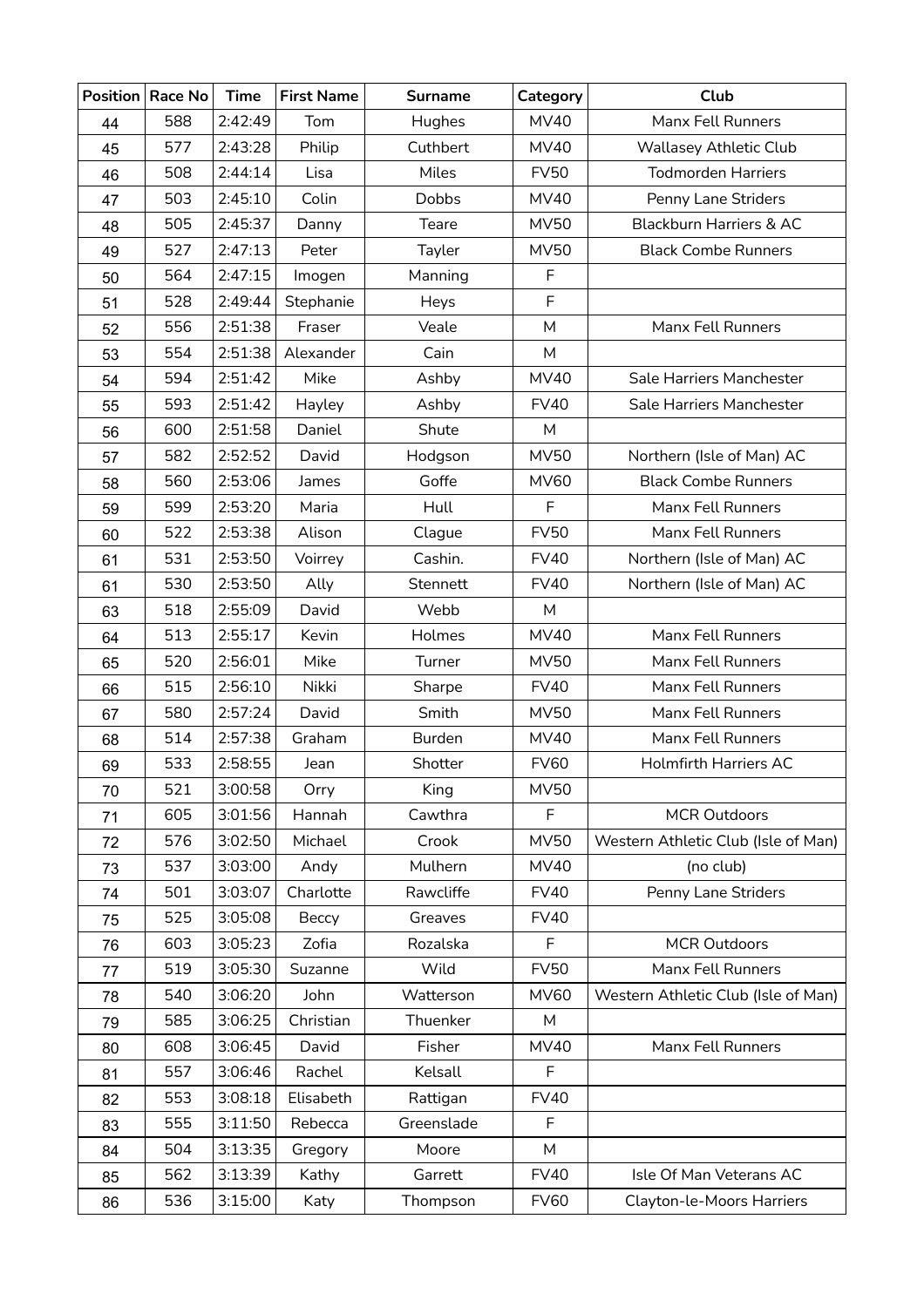| Position | Race No | Time | First Name | Surname | Category | Club |
|---|---|---|---|---|---|---|
| 44 | 588 | 2:42:49 | Tom | Hughes | MV40 | Manx Fell Runners |
| 45 | 577 | 2:43:28 | Philip | Cuthbert | MV40 | Wallasey Athletic Club |
| 46 | 508 | 2:44:14 | Lisa | Miles | FV50 | Todmorden Harriers |
| 47 | 503 | 2:45:10 | Colin | Dobbs | MV40 | Penny Lane Striders |
| 48 | 505 | 2:45:37 | Danny | Teare | MV50 | Blackburn Harriers & AC |
| 49 | 527 | 2:47:13 | Peter | Tayler | MV50 | Black Combe Runners |
| 50 | 564 | 2:47:15 | Imogen | Manning | F | |
| 51 | 528 | 2:49:44 | Stephanie | Heys | F | |
| 52 | 556 | 2:51:38 | Fraser | Veale | M | Manx Fell Runners |
| 53 | 554 | 2:51:38 | Alexander | Cain | M | |
| 54 | 594 | 2:51:42 | Mike | Ashby | MV40 | Sale Harriers Manchester |
| 55 | 593 | 2:51:42 | Hayley | Ashby | FV40 | Sale Harriers Manchester |
| 56 | 600 | 2:51:58 | Daniel | Shute | M | |
| 57 | 582 | 2:52:52 | David | Hodgson | MV50 | Northern (Isle of Man) AC |
| 58 | 560 | 2:53:06 | James | Goffe | MV60 | Black Combe Runners |
| 59 | 599 | 2:53:20 | Maria | Hull | F | Manx Fell Runners |
| 60 | 522 | 2:53:38 | Alison | Clague | FV50 | Manx Fell Runners |
| 61 | 531 | 2:53:50 | Voirrey | Cashin. | FV40 | Northern (Isle of Man) AC |
| 61 | 530 | 2:53:50 | Ally | Stennett | FV40 | Northern (Isle of Man) AC |
| 63 | 518 | 2:55:09 | David | Webb | M | |
| 64 | 513 | 2:55:17 | Kevin | Holmes | MV40 | Manx Fell Runners |
| 65 | 520 | 2:56:01 | Mike | Turner | MV50 | Manx Fell Runners |
| 66 | 515 | 2:56:10 | Nikki | Sharpe | FV40 | Manx Fell Runners |
| 67 | 580 | 2:57:24 | David | Smith | MV50 | Manx Fell Runners |
| 68 | 514 | 2:57:38 | Graham | Burden | MV40 | Manx Fell Runners |
| 69 | 533 | 2:58:55 | Jean | Shotter | FV60 | Holmfirth Harriers AC |
| 70 | 521 | 3:00:58 | Orry | King | MV50 | |
| 71 | 605 | 3:01:56 | Hannah | Cawthra | F | MCR Outdoors |
| 72 | 576 | 3:02:50 | Michael | Crook | MV50 | Western Athletic Club (Isle of Man) |
| 73 | 537 | 3:03:00 | Andy | Mulhern | MV40 | (no club) |
| 74 | 501 | 3:03:07 | Charlotte | Rawcliffe | FV40 | Penny Lane Striders |
| 75 | 525 | 3:05:08 | Beccy | Greaves | FV40 | |
| 76 | 603 | 3:05:23 | Zofia | Rozalska | F | MCR Outdoors |
| 77 | 519 | 3:05:30 | Suzanne | Wild | FV50 | Manx Fell Runners |
| 78 | 540 | 3:06:20 | John | Watterson | MV60 | Western Athletic Club (Isle of Man) |
| 79 | 585 | 3:06:25 | Christian | Thuenker | M | |
| 80 | 608 | 3:06:45 | David | Fisher | MV40 | Manx Fell Runners |
| 81 | 557 | 3:06:46 | Rachel | Kelsall | F | |
| 82 | 553 | 3:08:18 | Elisabeth | Rattigan | FV40 | |
| 83 | 555 | 3:11:50 | Rebecca | Greenslade | F | |
| 84 | 504 | 3:13:35 | Gregory | Moore | M | |
| 85 | 562 | 3:13:39 | Kathy | Garrett | FV40 | Isle Of Man Veterans AC |
| 86 | 536 | 3:15:00 | Katy | Thompson | FV60 | Clayton-le-Moors Harriers |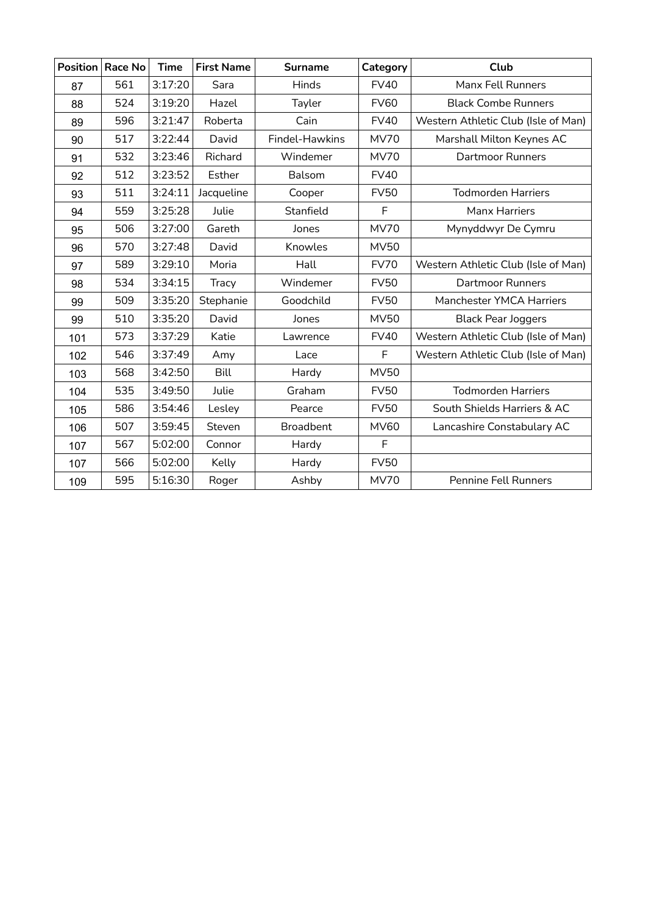| Position | Race No | Time | First Name | Surname | Category | Club |
|---|---|---|---|---|---|---|
| 87 | 561 | 3:17:20 | Sara | Hinds | FV40 | Manx Fell Runners |
| 88 | 524 | 3:19:20 | Hazel | Tayler | FV60 | Black Combe Runners |
| 89 | 596 | 3:21:47 | Roberta | Cain | FV40 | Western Athletic Club (Isle of Man) |
| 90 | 517 | 3:22:44 | David | Findel-Hawkins | MV70 | Marshall Milton Keynes AC |
| 91 | 532 | 3:23:46 | Richard | Windemer | MV70 | Dartmoor Runners |
| 92 | 512 | 3:23:52 | Esther | Balsom | FV40 | |
| 93 | 511 | 3:24:11 | Jacqueline | Cooper | FV50 | Todmorden Harriers |
| 94 | 559 | 3:25:28 | Julie | Stanfield | F | Manx Harriers |
| 95 | 506 | 3:27:00 | Gareth | Jones | MV70 | Mynyddwyr De Cymru |
| 96 | 570 | 3:27:48 | David | Knowles | MV50 | |
| 97 | 589 | 3:29:10 | Moria | Hall | FV70 | Western Athletic Club (Isle of Man) |
| 98 | 534 | 3:34:15 | Tracy | Windemer | FV50 | Dartmoor Runners |
| 99 | 509 | 3:35:20 | Stephanie | Goodchild | FV50 | Manchester YMCA Harriers |
| 99 | 510 | 3:35:20 | David | Jones | MV50 | Black Pear Joggers |
| 101 | 573 | 3:37:29 | Katie | Lawrence | FV40 | Western Athletic Club (Isle of Man) |
| 102 | 546 | 3:37:49 | Amy | Lace | F | Western Athletic Club (Isle of Man) |
| 103 | 568 | 3:42:50 | Bill | Hardy | MV50 | |
| 104 | 535 | 3:49:50 | Julie | Graham | FV50 | Todmorden Harriers |
| 105 | 586 | 3:54:46 | Lesley | Pearce | FV50 | South Shields Harriers & AC |
| 106 | 507 | 3:59:45 | Steven | Broadbent | MV60 | Lancashire Constabulary AC |
| 107 | 567 | 5:02:00 | Connor | Hardy | F | |
| 107 | 566 | 5:02:00 | Kelly | Hardy | FV50 | |
| 109 | 595 | 5:16:30 | Roger | Ashby | MV70 | Pennine Fell Runners |